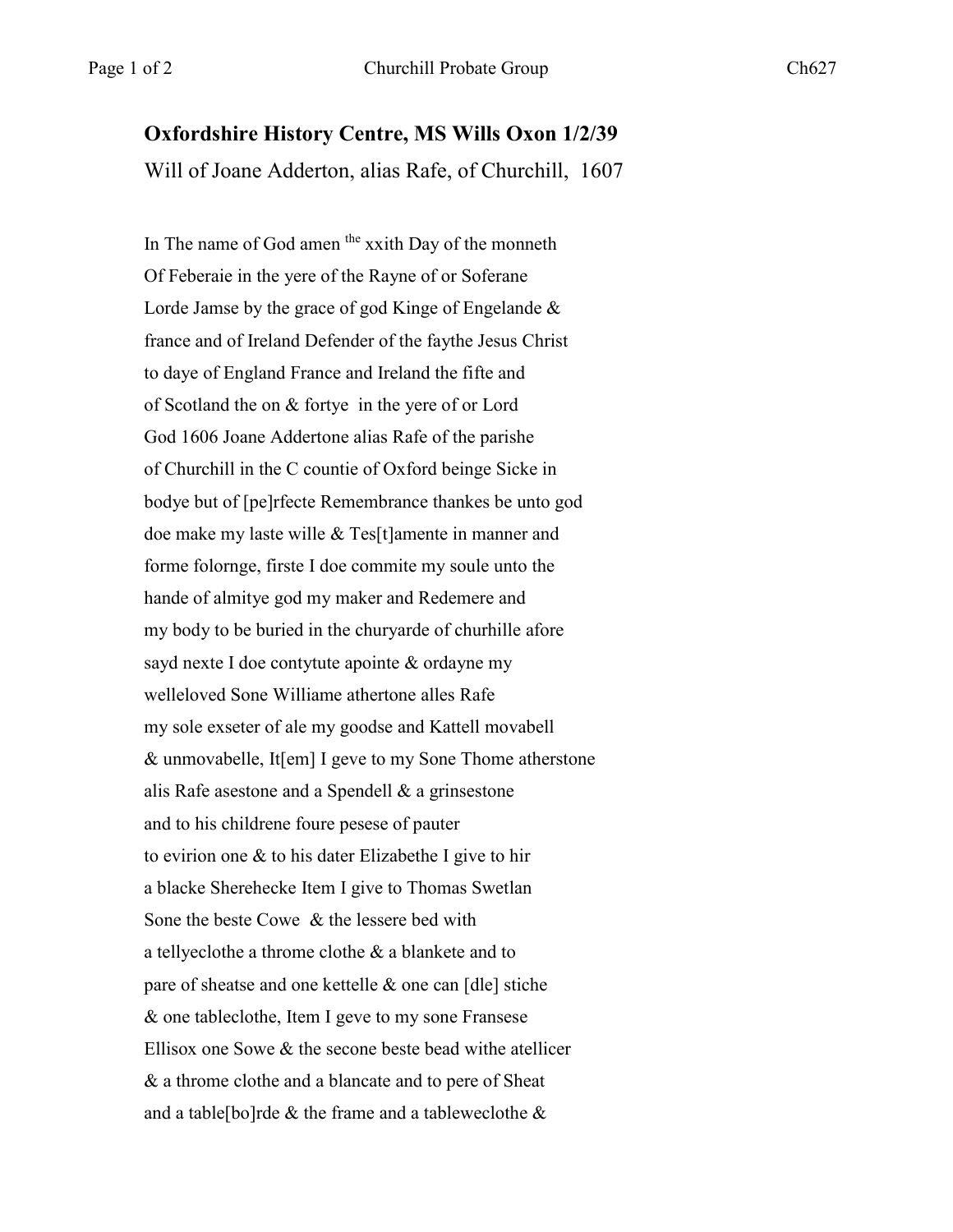**Oxfordshire History Centre, MS Wills Oxon 1/2/39**

Will of Joane Adderton, alias Rafe, of Churchill, 1607

In The name of God amen the xxith Day of the monneth
Of Feberaie in the yere of the Rayne of or Soferane
Lorde Jamse by the grace of god Kinge of Engelande &
france and of Ireland Defender of the faythe Jesus Christ
to daye of England France and Ireland the fifte and
of Scotland the on & fortye in the yere of or Lord
God 1606 Joane Addertone alias Rafe of the parishe
of Churchill in the C countie of Oxford beinge Sicke in
bodye but of [pe]rfecte Remembrance thankes be unto god
doe make my laste wille & Tes[t]amente in manner and
forme folornge, firste I doe commite my soule unto the
hande of almitye god my maker and Redemere and
my body to be buried in the churyarde of churhille afore
sayd nexte I doe contytute apointe & ordayne my
welleloved Sone Williame athertone alles Rafe
my sole exseter of ale my goodse and Kattell movabell
& unmovabelle, It[em] I geve to my Sone Thome atherstone
alis Rafe asestone and a Spendell & a grinsestone
and to his childrene foure pesese of pauter
to evirion one & to his dater Elizabethe I give to hir
a blacke Sherehecke Item I give to Thomas Swetlan
Sone the beste Cowe & the lessere bed with
a tellyeclothe a throme clothe & a blankete and to
pare of sheatse and one kettelle & one can [dle] stiche
& one tableclothe, Item I geve to my sone Fransese
Ellisox one Sowe & the secone beste bead withe atellicer
& a throme clothe and a blancate and to pere of Sheat
and a table[bo]rde & the frame and a tableweclothe &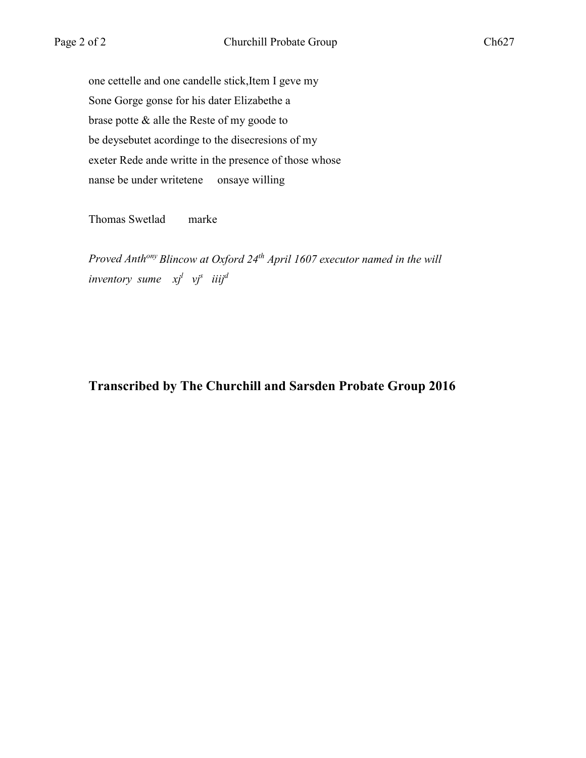one cettelle and one candelle stick,Item I geve my
Sone Gorge gonse for his dater Elizabethe a
brase potte & alle the Reste of my goode to
be deysebutet acordinge to the disecresions of my
exeter Rede ande writte in the presence of those whose
nanse be under writetene    onsaye willing

Thomas Swetlad    marke

*Proved Anth$^{ony}$ Blincow at Oxford 24$^{th}$ April 1607 executor named in the will*
*inventory sume  xj$^{l}$  vj$^{s}$  iiij$^{d}$*

**Transcribed by The Churchill and Sarsden Probate Group 2016**